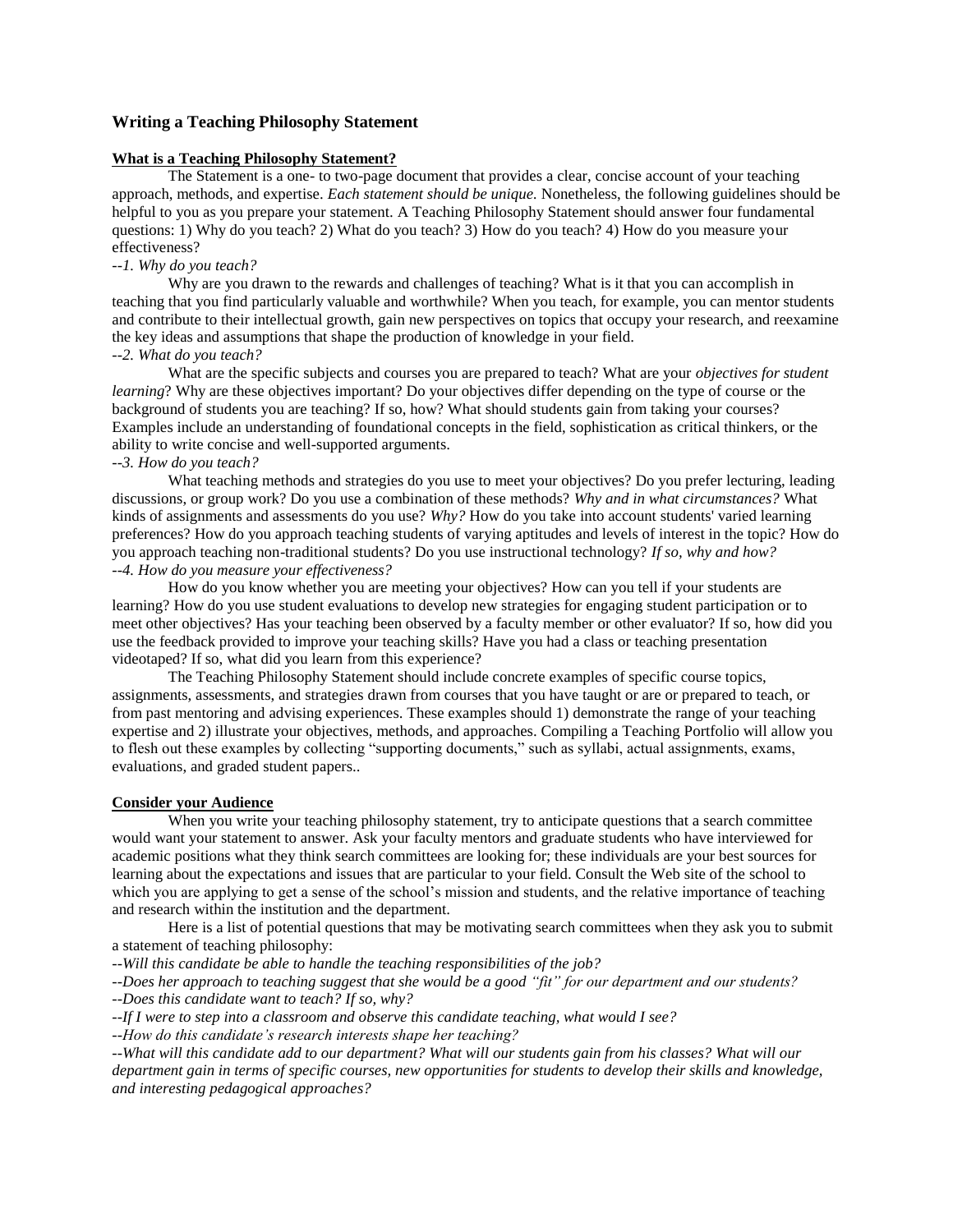## Writing a Teaching Philosophy Statement

### What is a Teaching Philosophy Statement?

The Statement is a one- to two-page document that provides a clear, concise account of your teaching approach, methods, and expertise. *Each statement should be unique.* Nonetheless, the following guidelines should be helpful to you as you prepare your statement. A Teaching Philosophy Statement should answer four fundamental questions: 1) Why do you teach? 2) What do you teach? 3) How do you teach? 4) How do you measure your effectiveness?

*--1. Why do you teach?*

Why are you drawn to the rewards and challenges of teaching? What is it that you can accomplish in teaching that you find particularly valuable and worthwhile? When you teach, for example, you can mentor students and contribute to their intellectual growth, gain new perspectives on topics that occupy your research, and reexamine the key ideas and assumptions that shape the production of knowledge in your field.

*--2. What do you teach?*

What are the specific subjects and courses you are prepared to teach? What are your *objectives for student learning*? Why are these objectives important? Do your objectives differ depending on the type of course or the background of students you are teaching? If so, how? What should students gain from taking your courses? Examples include an understanding of foundational concepts in the field, sophistication as critical thinkers, or the ability to write concise and well-supported arguments.

*--3. How do you teach?*

What teaching methods and strategies do you use to meet your objectives? Do you prefer lecturing, leading discussions, or group work? Do you use a combination of these methods? *Why and in what circumstances?* What kinds of assignments and assessments do you use? *Why?* How do you take into account students' varied learning preferences? How do you approach teaching students of varying aptitudes and levels of interest in the topic? How do you approach teaching non-traditional students? Do you use instructional technology? *If so, why and how?*

*--4. How do you measure your effectiveness?*

How do you know whether you are meeting your objectives? How can you tell if your students are learning? How do you use student evaluations to develop new strategies for engaging student participation or to meet other objectives? Has your teaching been observed by a faculty member or other evaluator? If so, how did you use the feedback provided to improve your teaching skills? Have you had a class or teaching presentation videotaped? If so, what did you learn from this experience?

The Teaching Philosophy Statement should include concrete examples of specific course topics, assignments, assessments, and strategies drawn from courses that you have taught or are or prepared to teach, or from past mentoring and advising experiences. These examples should 1) demonstrate the range of your teaching expertise and 2) illustrate your objectives, methods, and approaches. Compiling a Teaching Portfolio will allow you to flesh out these examples by collecting "supporting documents," such as syllabi, actual assignments, exams, evaluations, and graded student papers..

### Consider your Audience

When you write your teaching philosophy statement, try to anticipate questions that a search committee would want your statement to answer. Ask your faculty mentors and graduate students who have interviewed for academic positions what they think search committees are looking for; these individuals are your best sources for learning about the expectations and issues that are particular to your field. Consult the Web site of the school to which you are applying to get a sense of the school's mission and students, and the relative importance of teaching and research within the institution and the department.

Here is a list of potential questions that may be motivating search committees when they ask you to submit a statement of teaching philosophy:

*--Will this candidate be able to handle the teaching responsibilities of the job?*

*--Does her approach to teaching suggest that she would be a good "fit" for our department and our students?*

*--Does this candidate want to teach? If so, why?*

*--If I were to step into a classroom and observe this candidate teaching, what would I see?*

*--How do this candidate's research interests shape her teaching?*

*--What will this candidate add to our department? What will our students gain from his classes? What will our department gain in terms of specific courses, new opportunities for students to develop their skills and knowledge, and interesting pedagogical approaches?*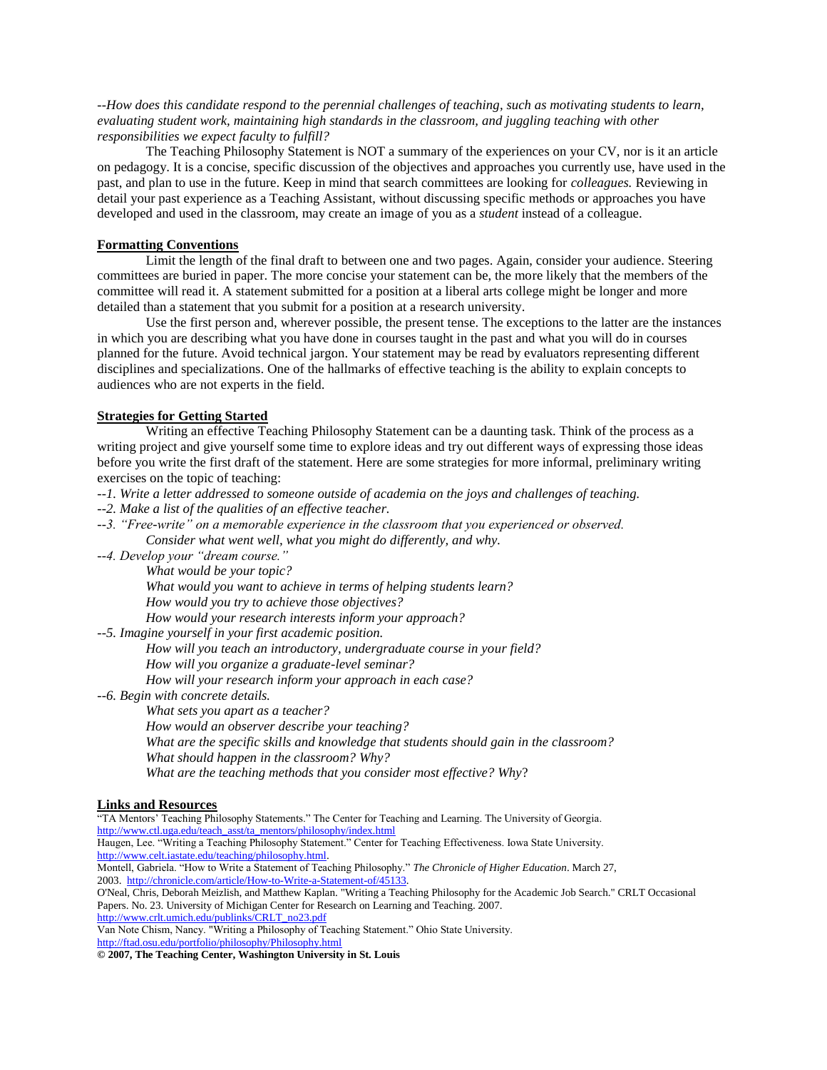*--How does this candidate respond to the perennial challenges of teaching, such as motivating students to learn, evaluating student work, maintaining high standards in the classroom, and juggling teaching with other responsibilities we expect faculty to fulfill?*

The Teaching Philosophy Statement is NOT a summary of the experiences on your CV, nor is it an article on pedagogy. It is a concise, specific discussion of the objectives and approaches you currently use, have used in the past, and plan to use in the future. Keep in mind that search committees are looking for *colleagues.* Reviewing in detail your past experience as a Teaching Assistant, without discussing specific methods or approaches you have developed and used in the classroom, may create an image of you as a *student* instead of a colleague.

## Formatting Conventions

Limit the length of the final draft to between one and two pages. Again, consider your audience. Steering committees are buried in paper. The more concise your statement can be, the more likely that the members of the committee will read it. A statement submitted for a position at a liberal arts college might be longer and more detailed than a statement that you submit for a position at a research university.

Use the first person and, wherever possible, the present tense. The exceptions to the latter are the instances in which you are describing what you have done in courses taught in the past and what you will do in courses planned for the future. Avoid technical jargon. Your statement may be read by evaluators representing different disciplines and specializations. One of the hallmarks of effective teaching is the ability to explain concepts to audiences who are not experts in the field.

## Strategies for Getting Started

Writing an effective Teaching Philosophy Statement can be a daunting task. Think of the process as a writing project and give yourself some time to explore ideas and try out different ways of expressing those ideas before you write the first draft of the statement. Here are some strategies for more informal, preliminary writing exercises on the topic of teaching:

*--1. Write a letter addressed to someone outside of academia on the joys and challenges of teaching.*

*--2. Make a list of the qualities of an effective teacher.*

*--3. "Free-write" on a memorable experience in the classroom that you experienced or observed.*
*Consider what went well, what you might do differently, and why.*

*--4. Develop your "dream course."*
*What would be your topic?*
*What would you want to achieve in terms of helping students learn?*
*How would you try to achieve those objectives?*
*How would your research interests inform your approach?*

*--5. Imagine yourself in your first academic position.*
*How will you teach an introductory, undergraduate course in your field?*
*How will you organize a graduate-level seminar?*
*How will your research inform your approach in each case?*

*--6. Begin with concrete details.*
*What sets you apart as a teacher?*
*How would an observer describe your teaching?*
*What are the specific skills and knowledge that students should gain in the classroom?*
*What should happen in the classroom? Why?*
*What are the teaching methods that you consider most effective? Why?*

## Links and Resources

"TA Mentors' Teaching Philosophy Statements." The Center for Teaching and Learning. The University of Georgia. http://www.ctl.uga.edu/teach_asst/ta_mentors/philosophy/index.html

Haugen, Lee. "Writing a Teaching Philosophy Statement." Center for Teaching Effectiveness. Iowa State University. http://www.celt.iastate.edu/teaching/philosophy.html.

Montell, Gabriela. "How to Write a Statement of Teaching Philosophy." *The Chronicle of Higher Education*. March 27, 2003. http://chronicle.com/article/How-to-Write-a-Statement-of/45133.

O'Neal, Chris, Deborah Meizlish, and Matthew Kaplan. "Writing a Teaching Philosophy for the Academic Job Search." CRLT Occasional Papers. No. 23. University of Michigan Center for Research on Learning and Teaching. 2007. http://www.crlt.umich.edu/publinks/CRLT_no23.pdf

Van Note Chism, Nancy. "Writing a Philosophy of Teaching Statement." Ohio State University. http://ftad.osu.edu/portfolio/philosophy/Philosophy.html

**© 2007, The Teaching Center, Washington University in St. Louis**